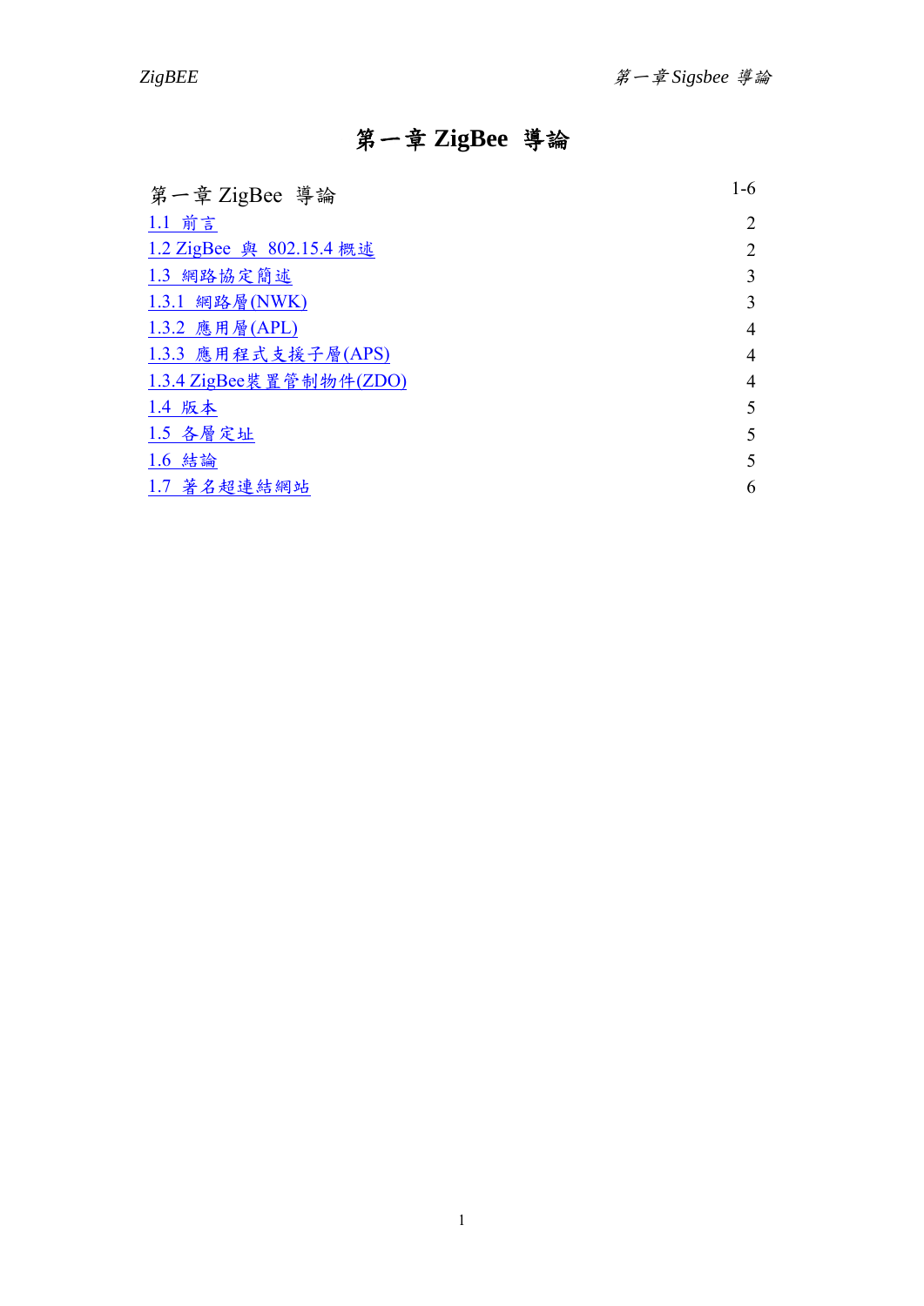# 第一章 ZigBee 導論

| 第一章 ZigBee 導論 | 1-6 |
|---|---|
| 1.1 前言 | 2 |
| 1.2 ZigBee 與 802.15.4 概述 | 2 |
| 1.3 網路協定簡述 | 3 |
| 1.3.1 網路層(NWK) | 3 |
| 1.3.2 應用層(APL) | 4 |
| 1.3.3 應用程式支援子層(APS) | 4 |
| 1.3.4 ZigBee裝置管制物件(ZDO) | 4 |
| 1.4 版本 | 5 |
| 1.5 各層定址 | 5 |
| 1.6 結論 | 5 |
| 1.7 著名超連結網站 | 6 |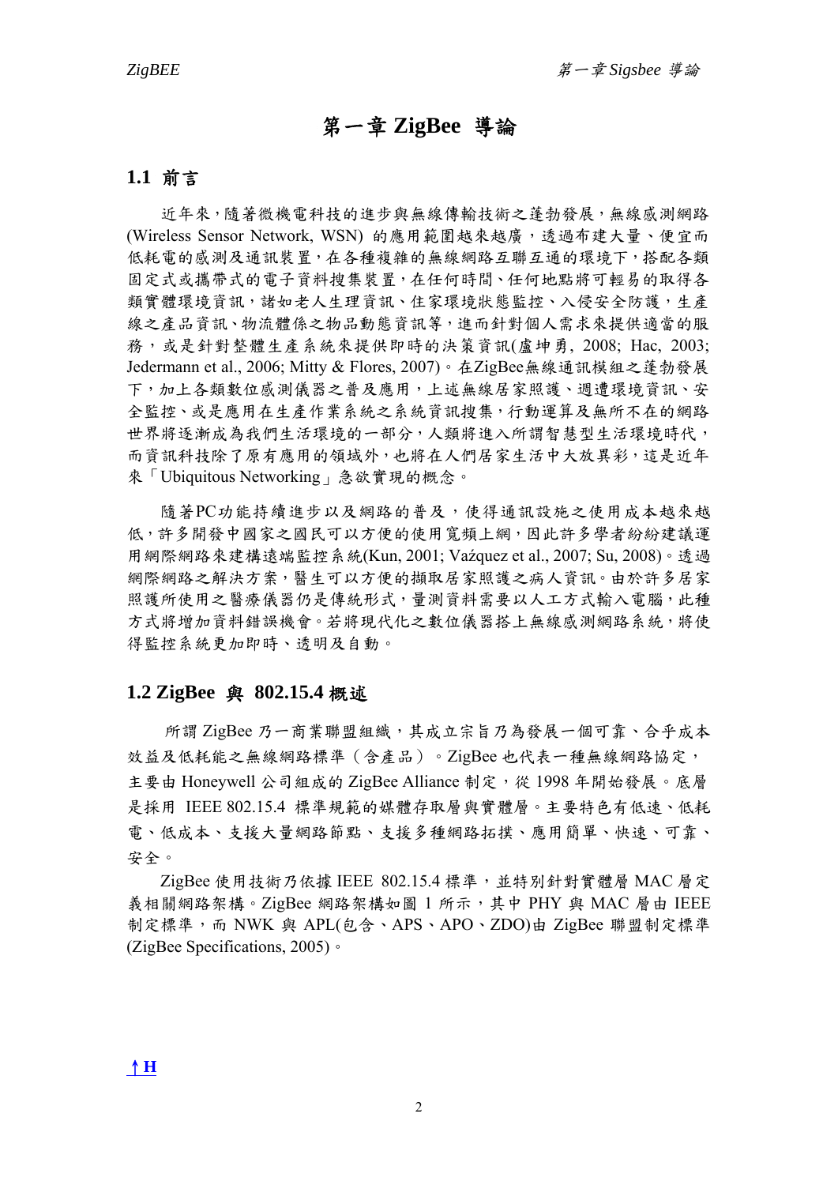# 第一章 ZigBee 導論

## 1.1 前言

近年來，隨著微機電科技的進步與無線傳輸技術之蓬勃發展，無線感測網路(Wireless Sensor Network, WSN) 的應用範圍越來越廣，透過布建大量、便宜而低耗電的感測及通訊裝置，在各種複雜的無線網路互聯互通的環境下，搭配各類固定式或攜帶式的電子資料搜集裝置，在任何時間、任何地點將可輕易的取得各類實體環境資訊，諸如老人生理資訊、住家環境狀態監控、入侵安全防護，生產線之產品資訊、物流體係之物品動態資訊等，進而針對個人需求來提供適當的服務，或是針對整體生產系統來提供即時的決策資訊(盧坤勇, 2008; Hac, 2003; Jedermann et al., 2006; Mitty & Flores, 2007)。在ZigBee無線通訊模組之蓬勃發展下，加上各類數位感測儀器之普及應用，上述無線居家照護、週遭環境資訊、安全監控、或是應用在生產作業系統之系統資訊搜集，行動運算及無所不在的網路世界將逐漸成為我們生活環境的一部分，人類將進入所謂智慧型生活環境時代，而資訊科技除了原有應用的領域外，也將在人們居家生活中大放異彩，這是近年來「Ubiquitous Networking」急欲實現的概念。

隨著PC功能持續進步以及網路的普及，使得通訊設施之使用成本越來越低，許多開發中國家之國民可以方便的使用寬頻上網，因此許多學者紛紛建議運用網際網路來建構遠端監控系統(Kun, 2001; Vaźquez et al., 2007; Su, 2008)。透過網際網路之解決方案，醫生可以方便的擷取居家照護之病人資訊。由於許多居家照護所使用之醫療儀器仍是傳統形式，量測資料需要以人工方式輸入電腦，此種方式將增加資料錯誤機會。若將現代化之數位儀器搭上無線感測網路系統，將使得監控系統更加即時、透明及自動。

## 1.2 ZigBee 與 802.15.4 概述

所謂 ZigBee 乃一商業聯盟組織，其成立宗旨乃為發展一個可靠、合乎成本效益及低耗能之無線網路標準（含產品）。ZigBee 也代表一種無線網路協定，主要由 Honeywell 公司組成的 ZigBee Alliance 制定，從 1998 年開始發展。底層是採用 IEEE 802.15.4 標準規範的媒體存取層與實體層。主要特色有低速、低耗電、低成本、支援大量網路節點、支援多種網路拓撲、應用簡單、快速、可靠、安全。

ZigBee 使用技術乃依據 IEEE 802.15.4 標準，並特別針對實體層 MAC 層定義相關網路架構。ZigBee 網路架構如圖 1 所示，其中 PHY 與 MAC 層由 IEEE 制定標準，而 NWK 與 APL(包含、APS、APO、ZDO)由 ZigBee 聯盟制定標準(ZigBee Specifications, 2005)。

↑H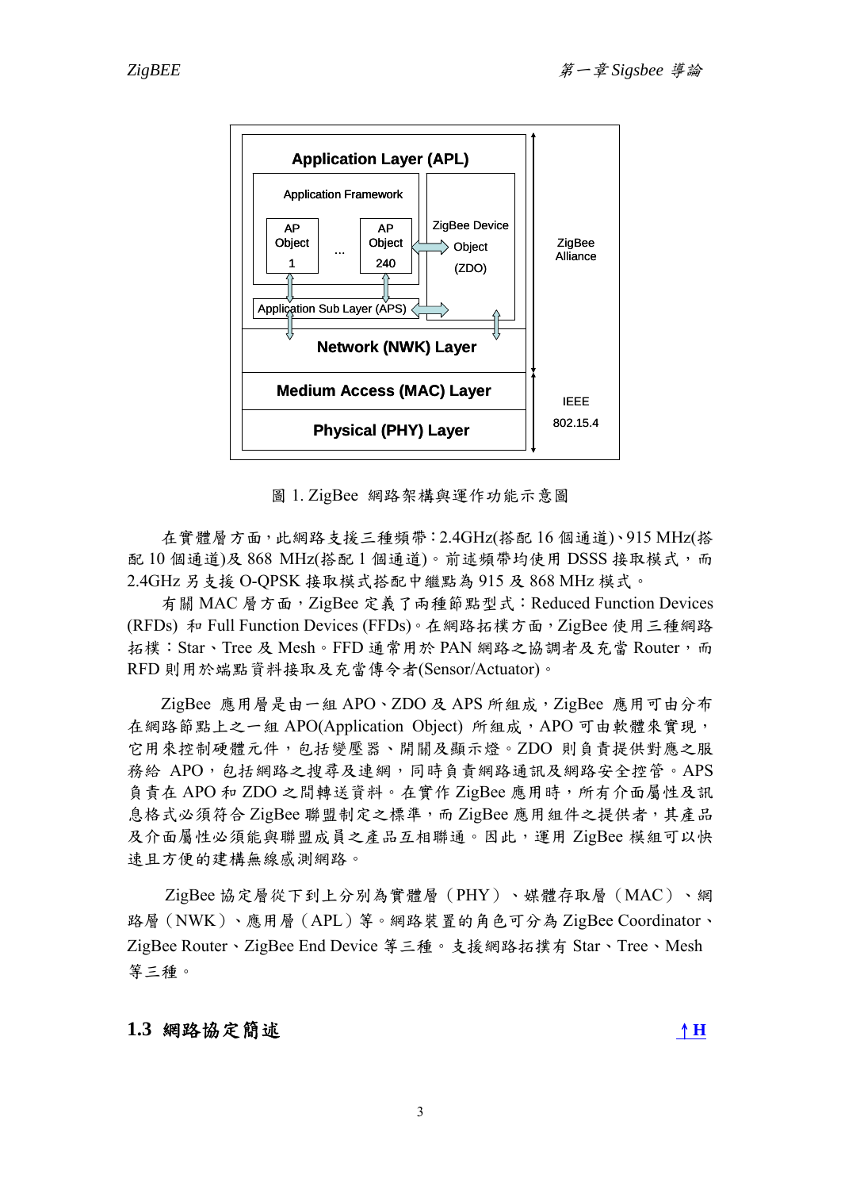圖 1. ZigBee 網路架構與運作功能示意圖

在實體層方面，此網路支援三種頻帶：2.4GHz(搭配 16 個通道)、915 MHz(搭配 10 個通道)及 868 MHz(搭配 1 個通道)。前述頻帶均使用 DSSS 接取模式，而 2.4GHz 另支援 O-QPSK 接取模式搭配中繼點為 915 及 868 MHz 模式。

有關 MAC 層方面，ZigBee 定義了兩種節點型式：Reduced Function Devices (RFDs) 和 Full Function Devices (FFDs)。在網路拓樸方面，ZigBee 使用三種網路拓樸：Star、Tree 及 Mesh。FFD 通常用於 PAN 網路之協調者及充當 Router，而 RFD 則用於端點資料接取及充當傳令者(Sensor/Actuator)。

ZigBee 應用層是由一組 APO、ZDO 及 APS 所組成，ZigBee 應用可由分布在網路節點上之一組 APO(Application Object) 所組成，APO 可由軟體來實現，它用來控制硬體元件，包括變壓器、開關及顯示燈。ZDO 則負責提供對應之服務給 APO，包括網路之搜尋及連網，同時負責網路通訊及網路安全控管。APS 負責在 APO 和 ZDO 之間轉送資料。在實作 ZigBee 應用時，所有介面屬性及訊息格式必須符合 ZigBee 聯盟制定之標準，而 ZigBee 應用組件之提供者，其產品及介面屬性必須能與聯盟成員之產品互相聯通。因此，運用 ZigBee 模組可以快速且方便的建構無線感測網路。

ZigBee 協定層從下到上分別為實體層（PHY）、媒體存取層（MAC）、網路層（NWK）、應用層（APL）等。網路裝置的角色可分為 ZigBee Coordinator、ZigBee Router、ZigBee End Device 等三種。支援網路拓撲有 Star、Tree、Mesh 等三種。

## 1.3 網路協定簡述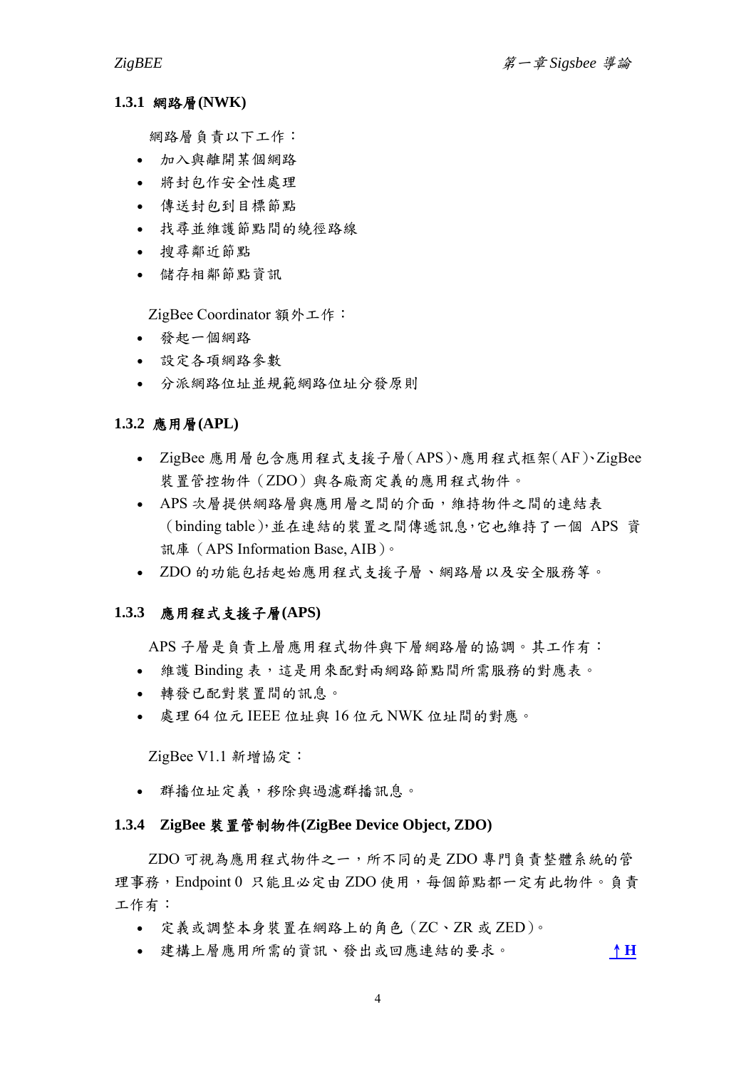### 1.3.1 網路層(NWK)

網路層負責以下工作：

- 加入與離開某個網路
- 將封包作安全性處理
- 傳送封包到目標節點
- 找尋並維護節點間的繞徑路線
- 搜尋鄰近節點
- 儲存相鄰節點資訊

ZigBee Coordinator 額外工作：

- 發起一個網路
- 設定各項網路參數
- 分派網路位址並規範網路位址分發原則

### 1.3.2 應用層(APL)

- ZigBee 應用層包含應用程式支援子層（APS）、應用程式框架（AF）、ZigBee 裝置管控物件（ZDO）與各廠商定義的應用程式物件。
- APS 次層提供網路層與應用層之間的介面，維持物件之間的連結表（binding table），並在連結的裝置之間傳遞訊息，它也維持了一個 APS 資訊庫（APS Information Base, AIB）。
- ZDO 的功能包括起始應用程式支援子層、網路層以及安全服務等。

### 1.3.3 應用程式支援子層(APS)

APS 子層是負責上層應用程式物件與下層網路層的協調。其工作有：

- 維護 Binding 表，這是用來配對兩網路節點間所需服務的對應表。
- 轉發已配對裝置間的訊息。
- 處理 64 位元 IEEE 位址與 16 位元 NWK 位址間的對應。

ZigBee V1.1 新增協定：

- 群播位址定義，移除與過濾群播訊息。

### 1.3.4 ZigBee 裝置管制物件(ZigBee Device Object, ZDO)

ZDO 可視為應用程式物件之一，所不同的是 ZDO 專門負責整體系統的管理事務，Endpoint 0 只能且必定由 ZDO 使用，每個節點都一定有此物件。負責工作有：

- 定義或調整本身裝置在網路上的角色（ZC、ZR 或 ZED）。
- 建構上層應用所需的資訊、發出或回應連結的要求。 **↑H**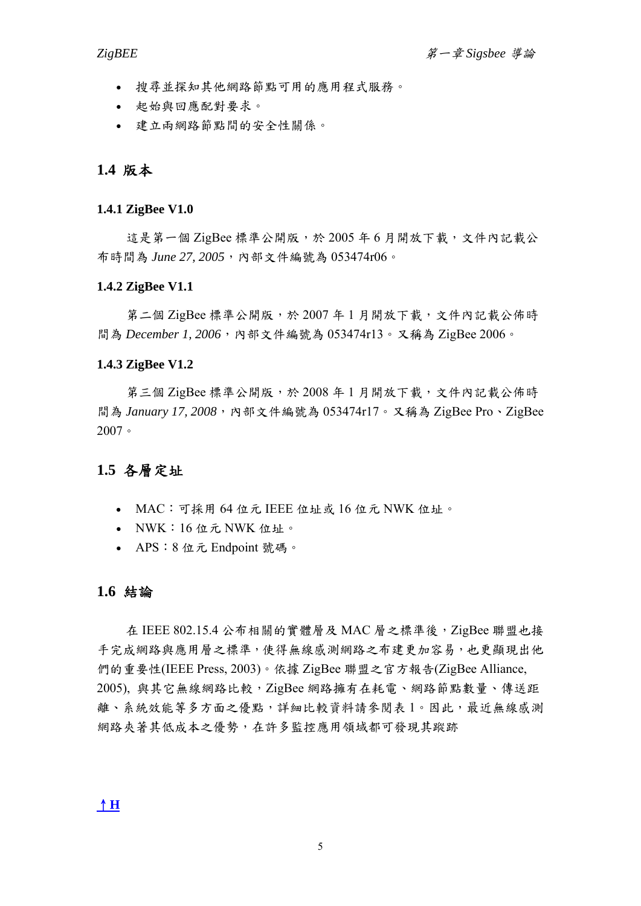- 搜尋並探知其他網路節點可用的應用程式服務。
- 起始與回應配對要求。
- 建立兩網路節點間的安全性關係。

## 1.4 版本

### 1.4.1 ZigBee V1.0

這是第一個 ZigBee 標準公開版，於 2005 年 6 月開放下載，文件內記載公布時間為 *June 27, 2005*，內部文件編號為 053474r06。

### 1.4.2 ZigBee V1.1

第二個 ZigBee 標準公開版，於 2007 年 1 月開放下載，文件內記載公佈時間為 *December 1, 2006*，內部文件編號為 053474r13。又稱為 ZigBee 2006。

### 1.4.3 ZigBee V1.2

第三個 ZigBee 標準公開版，於 2008 年 1 月開放下載，文件內記載公佈時間為 *January 17, 2008*，內部文件編號為 053474r17。又稱為 ZigBee Pro、ZigBee 2007。

## 1.5 各層定址

- MAC：可採用 64 位元 IEEE 位址或 16 位元 NWK 位址。
- NWK：16 位元 NWK 位址。
- APS：8 位元 Endpoint 號碼。

## 1.6 結論

在 IEEE 802.15.4 公布相關的實體層及 MAC 層之標準後，ZigBee 聯盟也接手完成網路與應用層之標準，使得無線感測網路之布建更加容易，也更顯現出他們的重要性(IEEE Press, 2003)。依據 ZigBee 聯盟之官方報告(ZigBee Alliance, 2005), 與其它無線網路比較，ZigBee 網路擁有在耗電、網路節點數量、傳送距離、系統效能等多方面之優點，詳細比較資料請參閱表 1。因此，最近無線感測網路夾著其低成本之優勢，在許多監控應用領域都可發現其蹤跡

**↑H**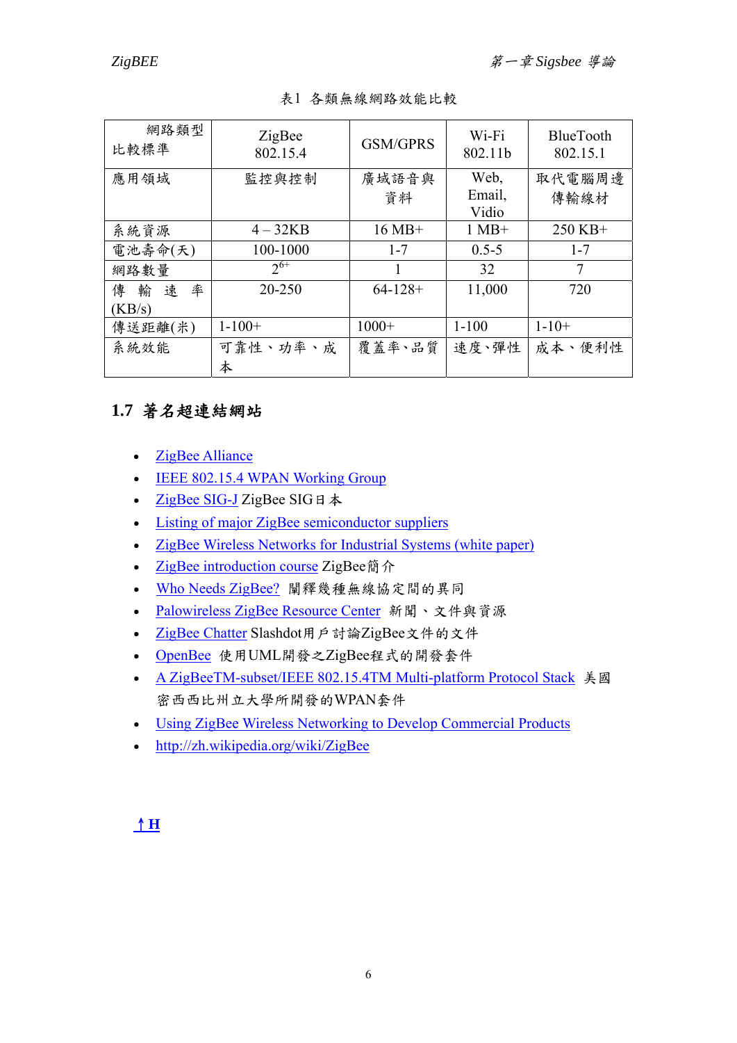表1 各類無線網路效能比較

| 網路類型<br>比較標準 | ZigBee<br>802.15.4 | GSM/GPRS | Wi-Fi<br>802.11b | BlueTooth<br>802.15.1 |
|---|---|---|---|---|
| 應用領域 | 監控與控制 | 廣域語音與資料 | Web,<br>Email,<br>Vidio | 取代電腦周邊傳輸線材 |
| 系統資源 | 4 – 32KB | 16 MB+ | 1 MB+ | 250 KB+ |
| 電池壽命(天) | 100-1000 | 1-7 | 0.5-5 | 1-7 |
| 網路數量 | $2^{6+}$ | 1 | 32 | 7 |
| 傳輸速率(KB/s) | 20-250 | 64-128+ | 11,000 | 720 |
| 傳送距離(米) | 1-100+ | 1000+ | 1-100 | 1-10+ |
| 系統效能 | 可靠性、功率、成本 | 覆蓋率、品質 | 速度、彈性 | 成本、便利性 |

## 1.7 著名超連結網站

- ZigBee Alliance
- IEEE 802.15.4 WPAN Working Group
- ZigBee SIG-J ZigBee SIG日本
- Listing of major ZigBee semiconductor suppliers
- ZigBee Wireless Networks for Industrial Systems (white paper)
- ZigBee introduction course ZigBee簡介
- Who Needs ZigBee? 闡釋幾種無線協定間的異同
- Palowireless ZigBee Resource Center 新聞、文件與資源
- ZigBee Chatter Slashdot用戶討論ZigBee文件的文件
- OpenBee 使用UML開發之ZigBee程式的開發套件
- A ZigBeeTM-subset/IEEE 802.15.4TM Multi-platform Protocol Stack 美國密西西比州立大學所開發的WPAN套件
- Using ZigBee Wireless Networking to Develop Commercial Products
- http://zh.wikipedia.org/wiki/ZigBee

↑H